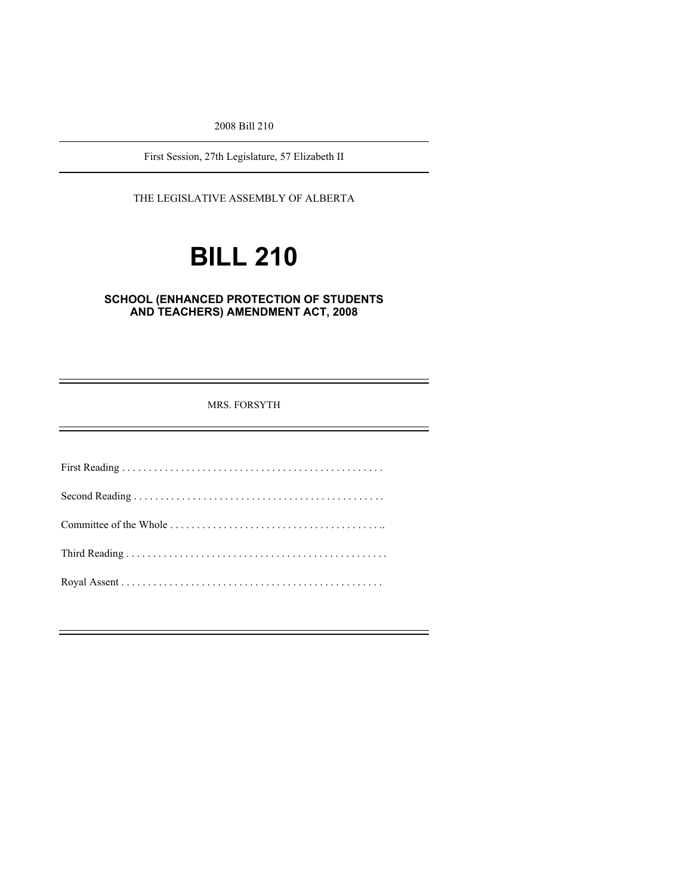2008 Bill 210

First Session, 27th Legislature, 57 Elizabeth II

THE LEGISLATIVE ASSEMBLY OF ALBERTA

# BILL 210

## SCHOOL (ENHANCED PROTECTION OF STUDENTS AND TEACHERS) AMENDMENT ACT, 2008

MRS. FORSYTH

First Reading . . . . . . . . . . . . . . . . . . . . . . . . . . . . . . . . . . . . . . . . . . . . . . . .

Second Reading . . . . . . . . . . . . . . . . . . . . . . . . . . . . . . . . . . . . . . . . . . . . . .

Committee of the Whole . . . . . . . . . . . . . . . . . . . . . . . . . . . . . . . . . . . . . . . ..

Third Reading . . . . . . . . . . . . . . . . . . . . . . . . . . . . . . . . . . . . . . . . . . . . . . . . .

Royal Assent . . . . . . . . . . . . . . . . . . . . . . . . . . . . . . . . . . . . . . . . . . . . . . . .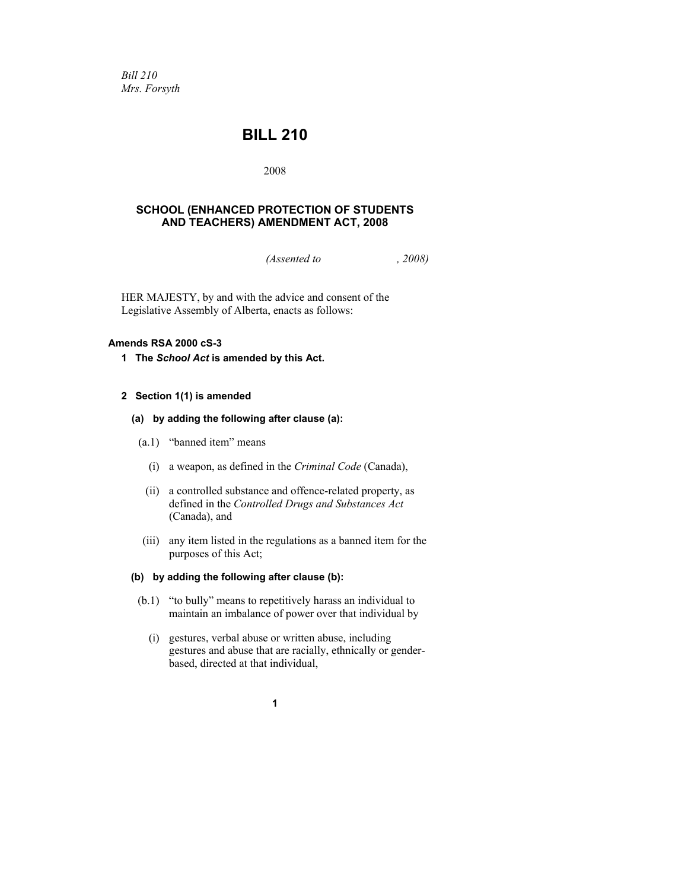*Bill 210*
*Mrs. Forsyth*

# BILL 210

2008

## SCHOOL (ENHANCED PROTECTION OF STUDENTS AND TEACHERS) AMENDMENT ACT, 2008

*(Assented to , 2008)*

HER MAJESTY, by and with the advice and consent of the Legislative Assembly of Alberta, enacts as follows:

**Amends RSA 2000 cS-3**

**1 The *School Act* is amended by this Act.**

**2 Section 1(1) is amended**

**(a) by adding the following after clause (a):**

(a.1) "banned item" means

(i) a weapon, as defined in the *Criminal Code* (Canada),

(ii) a controlled substance and offence-related property, as defined in the *Controlled Drugs and Substances Act* (Canada), and

(iii) any item listed in the regulations as a banned item for the purposes of this Act;

**(b) by adding the following after clause (b):**

(b.1) "to bully" means to repetitively harass an individual to maintain an imbalance of power over that individual by

(i) gestures, verbal abuse or written abuse, including gestures and abuse that are racially, ethnically or gender-based, directed at that individual,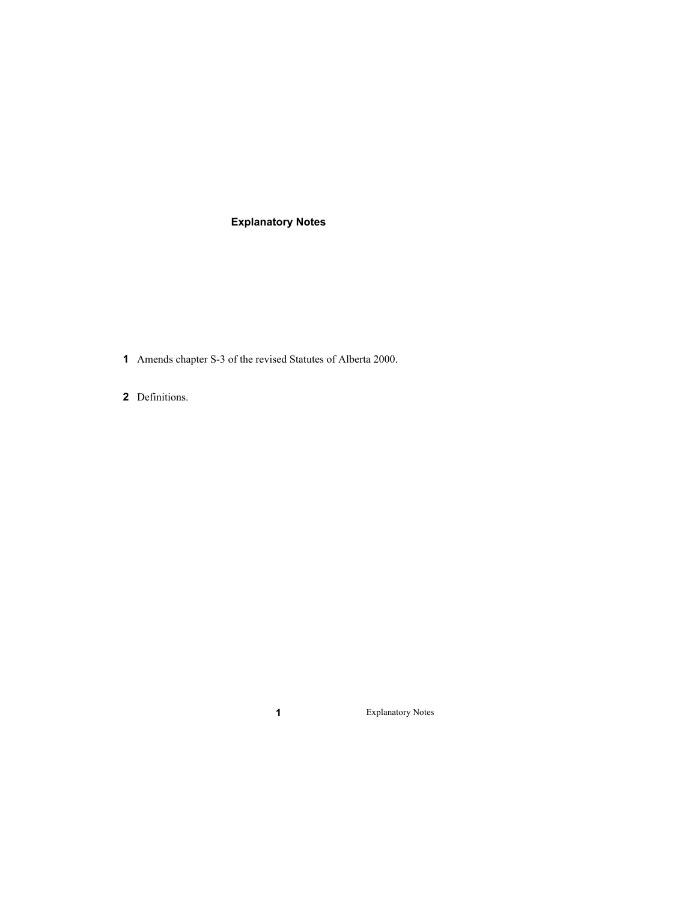## Explanatory Notes

**1** Amends chapter S-3 of the revised Statutes of Alberta 2000.

**2** Definitions.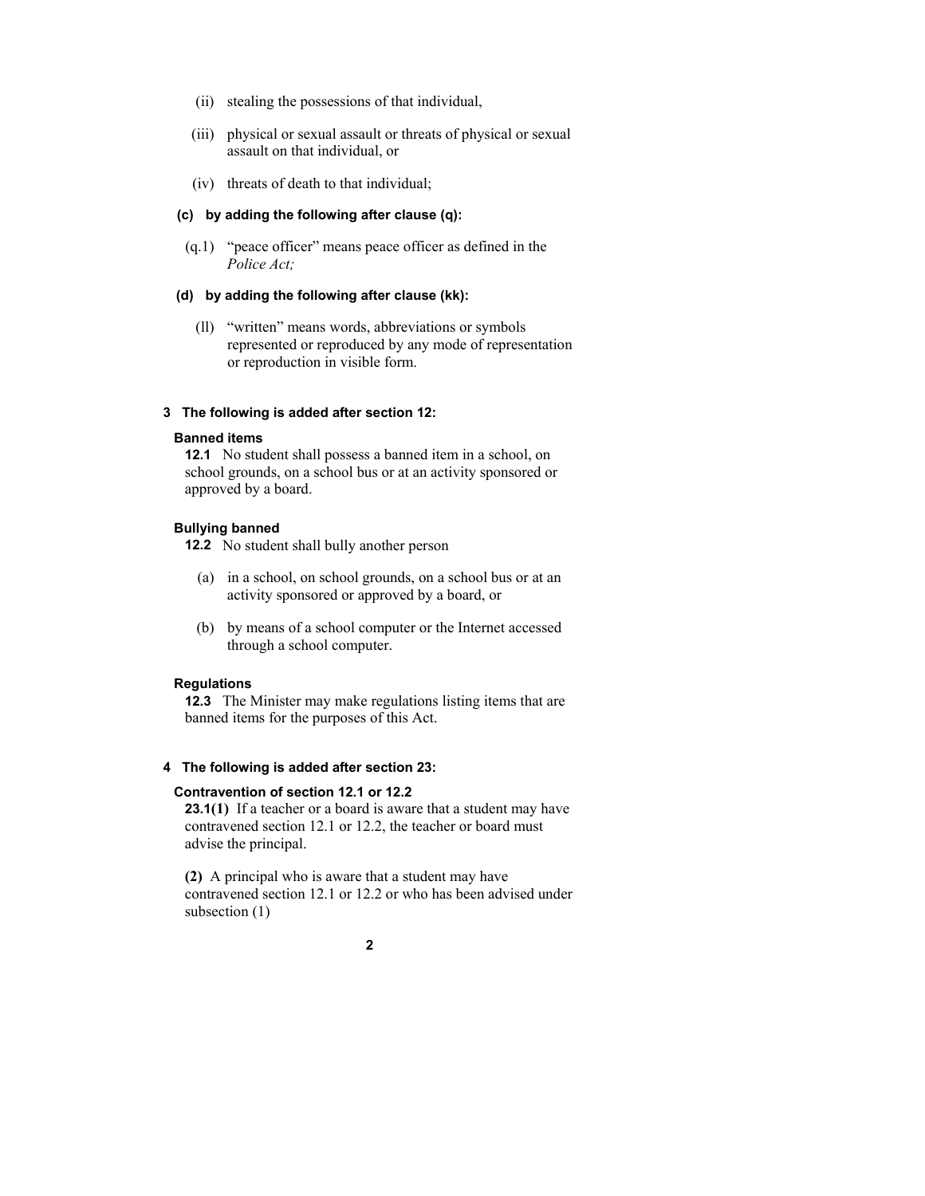(ii) stealing the possessions of that individual,

(iii) physical or sexual assault or threats of physical or sexual assault on that individual, or

(iv) threats of death to that individual;

**(c) by adding the following after clause (q):**

(q.1) "peace officer" means peace officer as defined in the *Police Act;*

**(d) by adding the following after clause (kk):**

(ll) "written" means words, abbreviations or symbols represented or reproduced by any mode of representation or reproduction in visible form.

**3 The following is added after section 12:**

**Banned items**

**12.1** No student shall possess a banned item in a school, on school grounds, on a school bus or at an activity sponsored or approved by a board.

**Bullying banned**

**12.2** No student shall bully another person

(a) in a school, on school grounds, on a school bus or at an activity sponsored or approved by a board, or

(b) by means of a school computer or the Internet accessed through a school computer.

**Regulations**

**12.3** The Minister may make regulations listing items that are banned items for the purposes of this Act.

**4 The following is added after section 23:**

**Contravention of section 12.1 or 12.2**

**23.1(1)** If a teacher or a board is aware that a student may have contravened section 12.1 or 12.2, the teacher or board must advise the principal.

**(2)** A principal who is aware that a student may have contravened section 12.1 or 12.2 or who has been advised under subsection (1)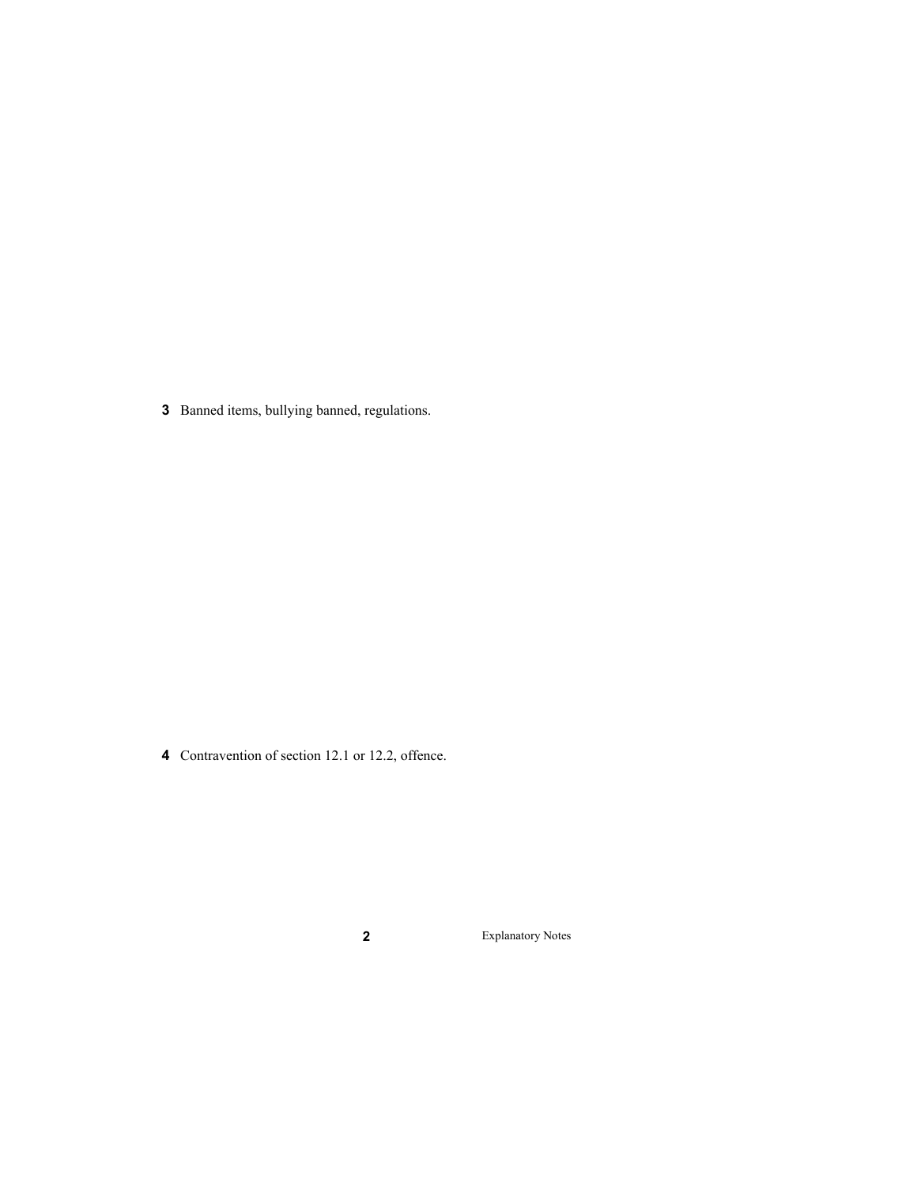**3** Banned items, bullying banned, regulations.

**4** Contravention of section 12.1 or 12.2, offence.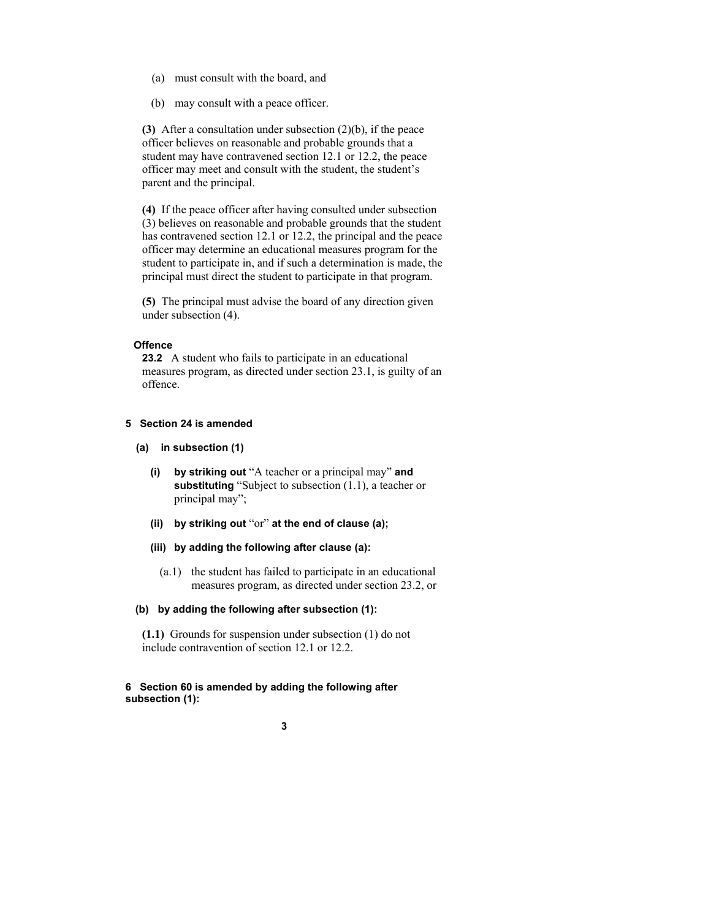(a) must consult with the board, and

(b) may consult with a peace officer.

**(3)** After a consultation under subsection (2)(b), if the peace officer believes on reasonable and probable grounds that a student may have contravened section 12.1 or 12.2, the peace officer may meet and consult with the student, the student's parent and the principal.

**(4)** If the peace officer after having consulted under subsection (3) believes on reasonable and probable grounds that the student has contravened section 12.1 or 12.2, the principal and the peace officer may determine an educational measures program for the student to participate in, and if such a determination is made, the principal must direct the student to participate in that program.

**(5)** The principal must advise the board of any direction given under subsection (4).

**Offence**

**23.2** A student who fails to participate in an educational measures program, as directed under section 23.1, is guilty of an offence.

**5 Section 24 is amended**

**(a) in subsection (1)**

**(i) by striking out** "A teacher or a principal may" **and substituting** "Subject to subsection (1.1), a teacher or principal may";

**(ii) by striking out** "or" **at the end of clause (a);**

**(iii) by adding the following after clause (a):**

(a.1) the student has failed to participate in an educational measures program, as directed under section 23.2, or

**(b) by adding the following after subsection (1):**

**(1.1)** Grounds for suspension under subsection (1) do not include contravention of section 12.1 or 12.2.

**6 Section 60 is amended by adding the following after subsection (1):**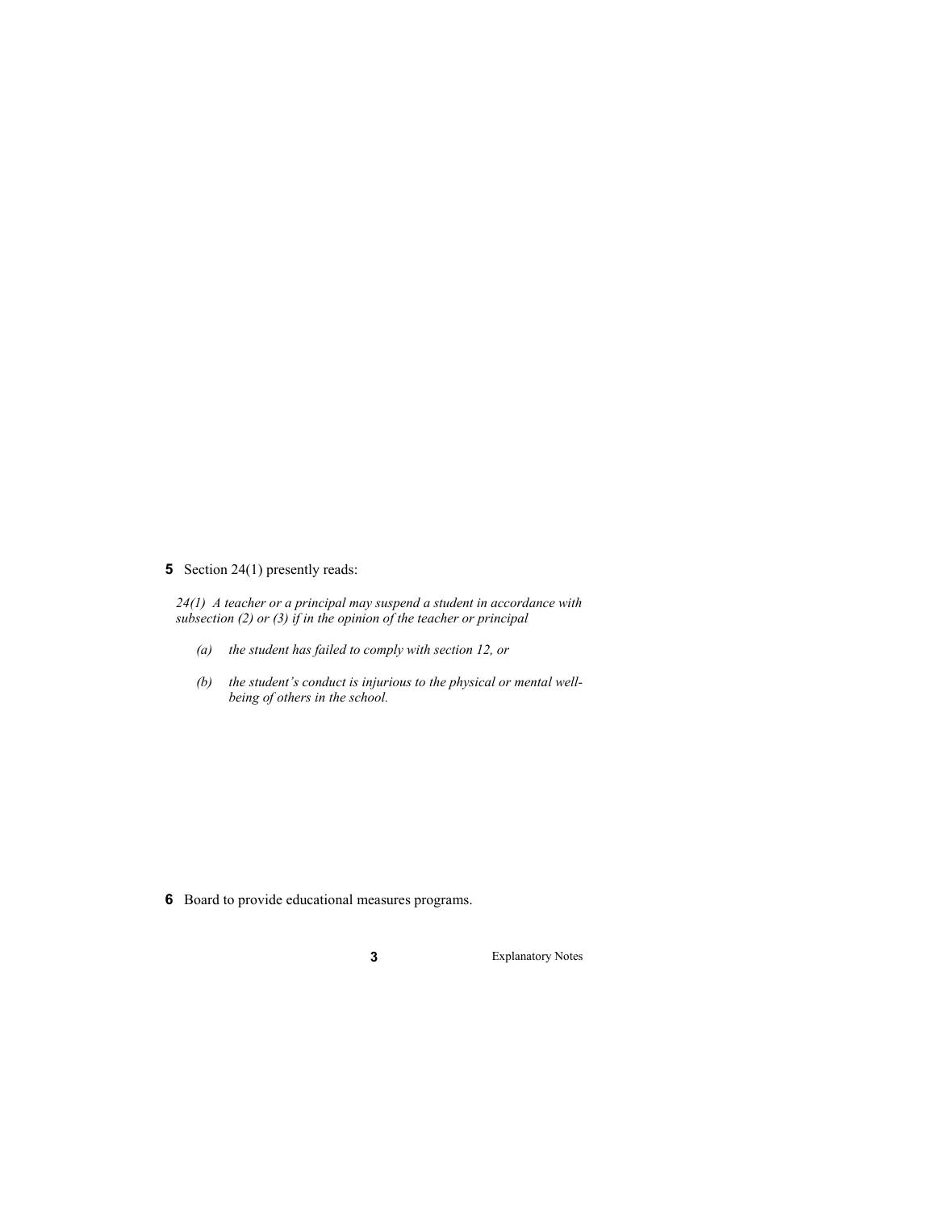**5** Section 24(1) presently reads:

*24(1) A teacher or a principal may suspend a student in accordance with subsection (2) or (3) if in the opinion of the teacher or principal*

*(a) the student has failed to comply with section 12, or*

*(b) the student's conduct is injurious to the physical or mental well-being of others in the school.*

**6** Board to provide educational measures programs.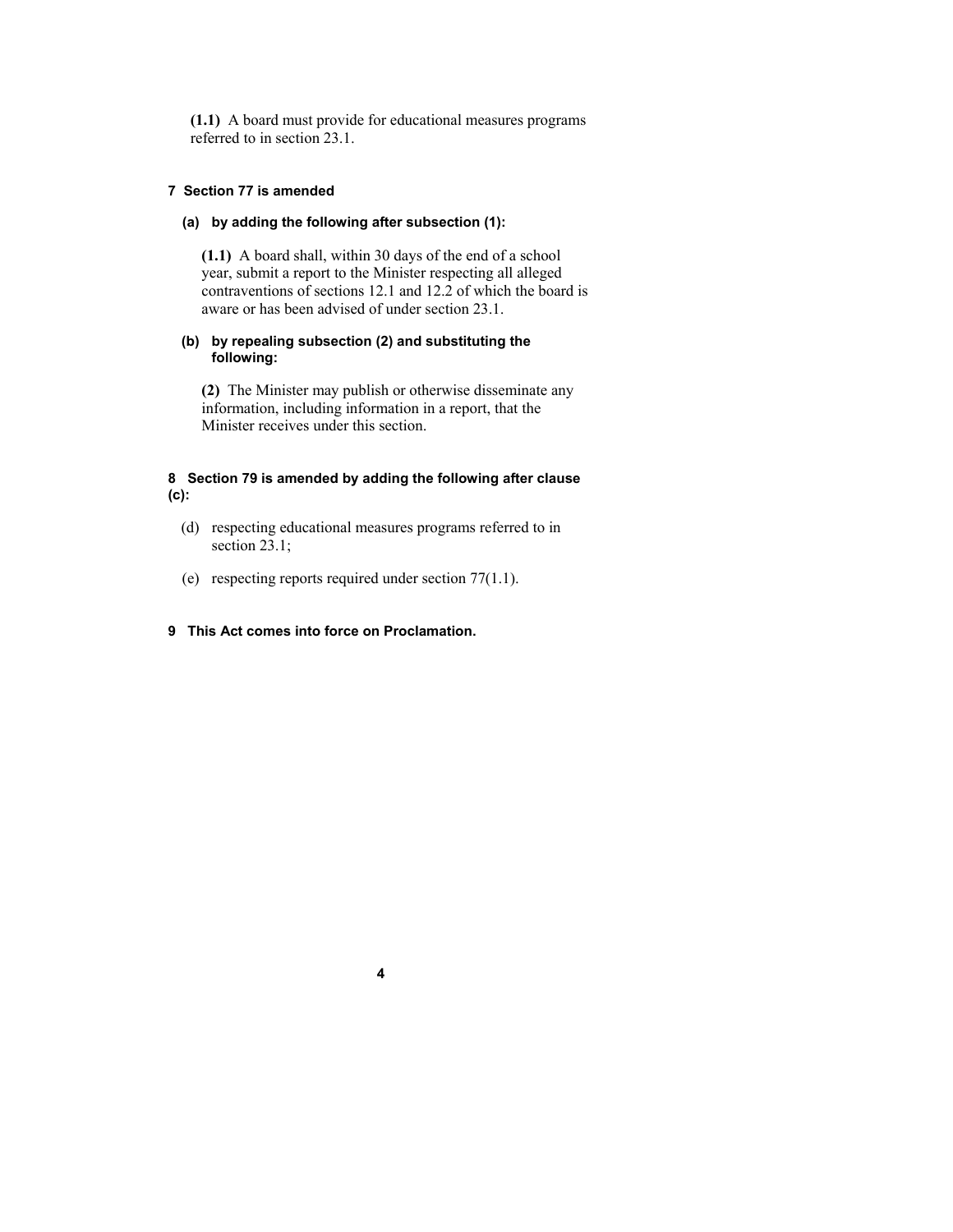**(1.1)** A board must provide for educational measures programs referred to in section 23.1.

**7 Section 77 is amended**

**(a) by adding the following after subsection (1):**

**(1.1)** A board shall, within 30 days of the end of a school year, submit a report to the Minister respecting all alleged contraventions of sections 12.1 and 12.2 of which the board is aware or has been advised of under section 23.1.

**(b) by repealing subsection (2) and substituting the following:**

**(2)** The Minister may publish or otherwise disseminate any information, including information in a report, that the Minister receives under this section.

**8 Section 79 is amended by adding the following after clause (c):**

(d) respecting educational measures programs referred to in section 23.1;

(e) respecting reports required under section 77(1.1).

**9 This Act comes into force on Proclamation.**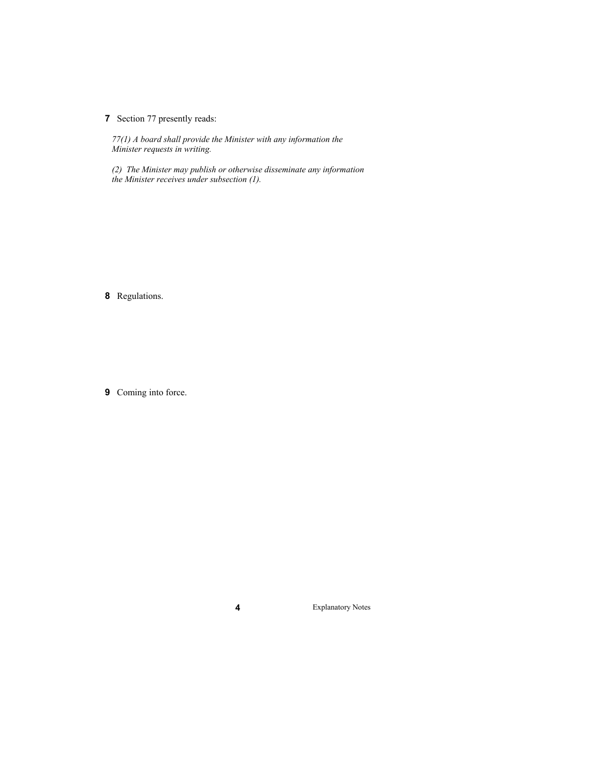**7** Section 77 presently reads:

*77(1) A board shall provide the Minister with any information the Minister requests in writing.*

*(2) The Minister may publish or otherwise disseminate any information the Minister receives under subsection (1).*

**8** Regulations.

**9** Coming into force.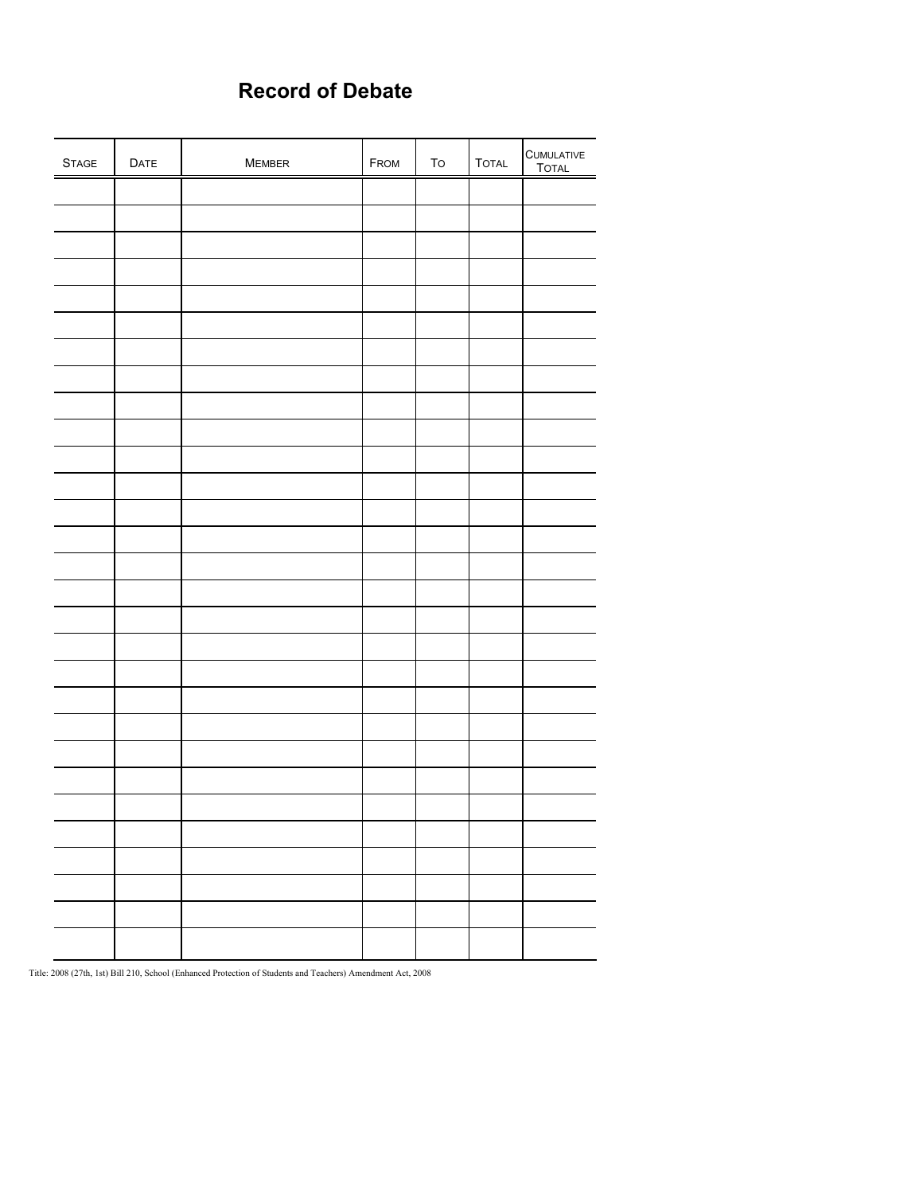# Record of Debate

| Stage | Date | Member | From | To | Total | Cumulative Total |
|---|---|---|---|---|---|---|
| | | | | | | |
| | | | | | | |
| | | | | | | |
| | | | | | | |
| | | | | | | |
| | | | | | | |
| | | | | | | |
| | | | | | | |
| | | | | | | |
| | | | | | | |
| | | | | | | |
| | | | | | | |
| | | | | | | |
| | | | | | | |
| | | | | | | |
| | | | | | | |
| | | | | | | |
| | | | | | | |
| | | | | | | |
| | | | | | | |
| | | | | | | |
| | | | | | | |
| | | | | | | |
| | | | | | | |
| | | | | | | |
| | | | | | | |
| | | | | | | |
| | | | | | | |
| | | | | | | |

Title: 2008 (27th, 1st) Bill 210, School (Enhanced Protection of Students and Teachers) Amendment Act, 2008